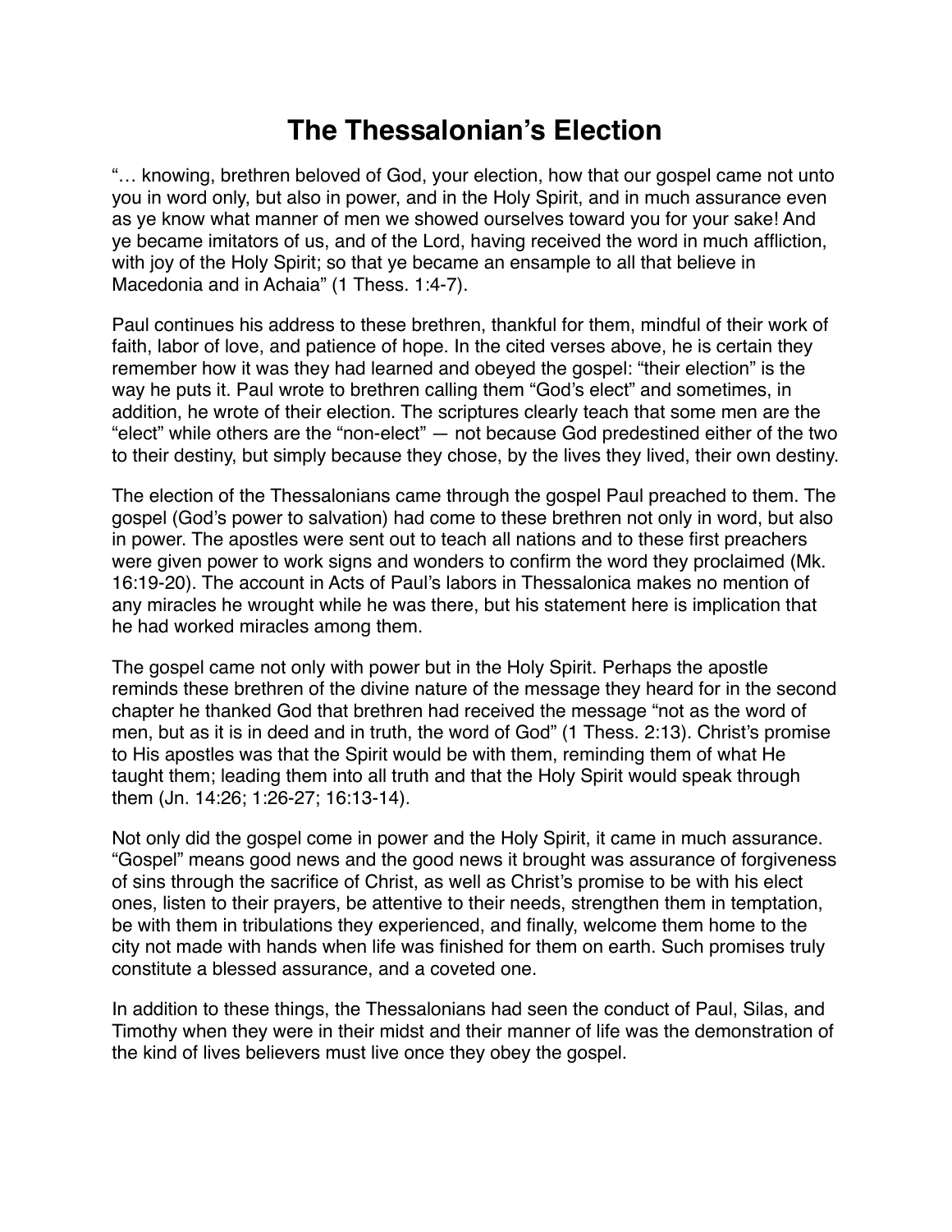# The Thessalonian's Election

"… knowing, brethren beloved of God, your election, how that our gospel came not unto you in word only, but also in power, and in the Holy Spirit, and in much assurance even as ye know what manner of men we showed ourselves toward you for your sake! And ye became imitators of us, and of the Lord, having received the word in much affliction, with joy of the Holy Spirit; so that ye became an ensample to all that believe in Macedonia and in Achaia" (1 Thess. 1:4-7).

Paul continues his address to these brethren, thankful for them, mindful of their work of faith, labor of love, and patience of hope. In the cited verses above, he is certain they remember how it was they had learned and obeyed the gospel: "their election" is the way he puts it. Paul wrote to brethren calling them "God's elect" and sometimes, in addition, he wrote of their election. The scriptures clearly teach that some men are the "elect" while others are the "non-elect" — not because God predestined either of the two to their destiny, but simply because they chose, by the lives they lived, their own destiny.

The election of the Thessalonians came through the gospel Paul preached to them. The gospel (God's power to salvation) had come to these brethren not only in word, but also in power. The apostles were sent out to teach all nations and to these first preachers were given power to work signs and wonders to confirm the word they proclaimed (Mk. 16:19-20). The account in Acts of Paul's labors in Thessalonica makes no mention of any miracles he wrought while he was there, but his statement here is implication that he had worked miracles among them.

The gospel came not only with power but in the Holy Spirit. Perhaps the apostle reminds these brethren of the divine nature of the message they heard for in the second chapter he thanked God that brethren had received the message "not as the word of men, but as it is in deed and in truth, the word of God" (1 Thess. 2:13). Christ's promise to His apostles was that the Spirit would be with them, reminding them of what He taught them; leading them into all truth and that the Holy Spirit would speak through them (Jn. 14:26; 1:26-27; 16:13-14).

Not only did the gospel come in power and the Holy Spirit, it came in much assurance. "Gospel" means good news and the good news it brought was assurance of forgiveness of sins through the sacrifice of Christ, as well as Christ's promise to be with his elect ones, listen to their prayers, be attentive to their needs, strengthen them in temptation, be with them in tribulations they experienced, and finally, welcome them home to the city not made with hands when life was finished for them on earth. Such promises truly constitute a blessed assurance, and a coveted one.

In addition to these things, the Thessalonians had seen the conduct of Paul, Silas, and Timothy when they were in their midst and their manner of life was the demonstration of the kind of lives believers must live once they obey the gospel.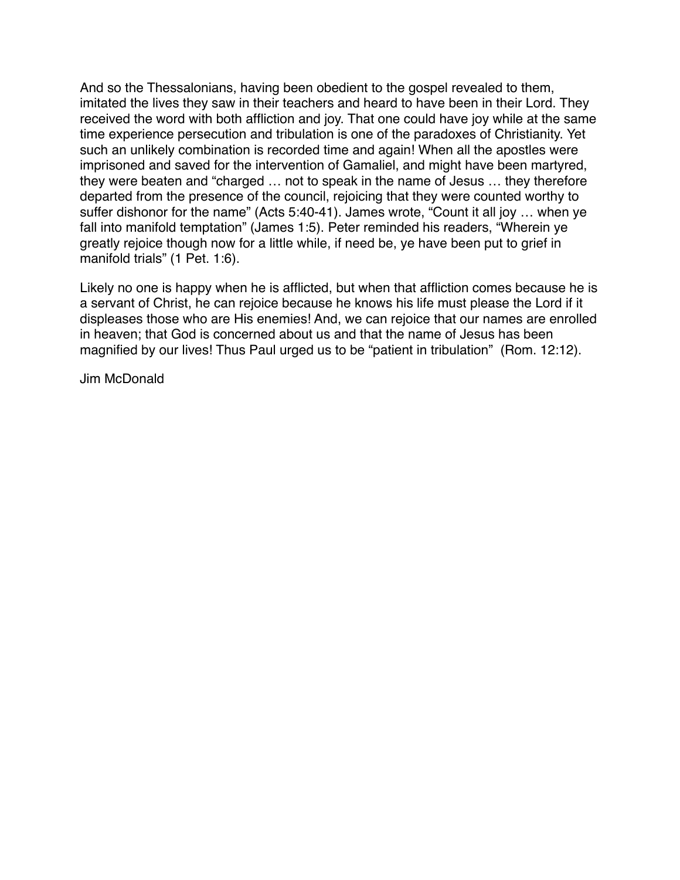And so the Thessalonians, having been obedient to the gospel revealed to them, imitated the lives they saw in their teachers and heard to have been in their Lord. They received the word with both affliction and joy. That one could have joy while at the same time experience persecution and tribulation is one of the paradoxes of Christianity. Yet such an unlikely combination is recorded time and again! When all the apostles were imprisoned and saved for the intervention of Gamaliel, and might have been martyred, they were beaten and "charged … not to speak in the name of Jesus … they therefore departed from the presence of the council, rejoicing that they were counted worthy to suffer dishonor for the name" (Acts 5:40-41). James wrote, "Count it all joy … when ye fall into manifold temptation" (James 1:5). Peter reminded his readers, "Wherein ye greatly rejoice though now for a little while, if need be, ye have been put to grief in manifold trials" (1 Pet. 1:6).

Likely no one is happy when he is afflicted, but when that affliction comes because he is a servant of Christ, he can rejoice because he knows his life must please the Lord if it displeases those who are His enemies! And, we can rejoice that our names are enrolled in heaven; that God is concerned about us and that the name of Jesus has been magnified by our lives! Thus Paul urged us to be "patient in tribulation" (Rom. 12:12).

Jim McDonald